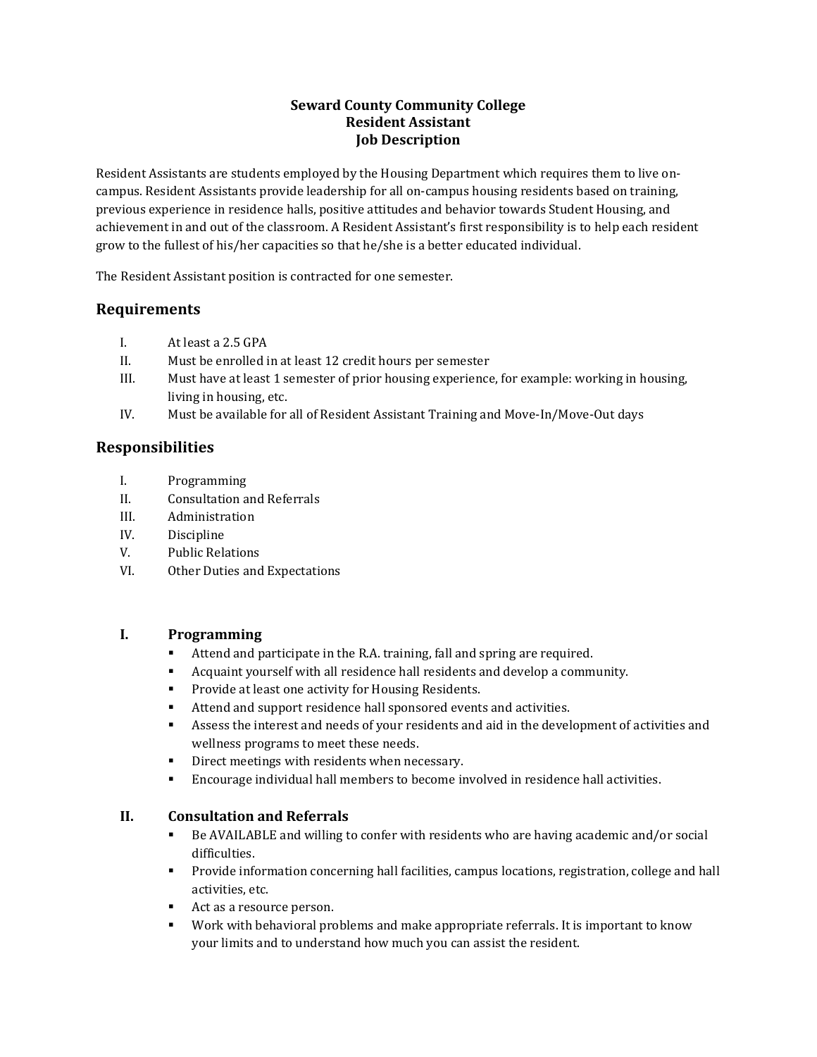# Seward County Community College
# Resident Assistant
# Job Description

Resident Assistants are students employed by the Housing Department which requires them to live on-campus. Resident Assistants provide leadership for all on-campus housing residents based on training, previous experience in residence halls, positive attitudes and behavior towards Student Housing, and achievement in and out of the classroom. A Resident Assistant's first responsibility is to help each resident grow to the fullest of his/her capacities so that he/she is a better educated individual.

The Resident Assistant position is contracted for one semester.

## Requirements

I. At least a 2.5 GPA
II. Must be enrolled in at least 12 credit hours per semester
III. Must have at least 1 semester of prior housing experience, for example: working in housing, living in housing, etc.
IV. Must be available for all of Resident Assistant Training and Move-In/Move-Out days

## Responsibilities

I. Programming
II. Consultation and Referrals
III. Administration
IV. Discipline
V. Public Relations
VI. Other Duties and Expectations

### I. Programming

- Attend and participate in the R.A. training, fall and spring are required.
- Acquaint yourself with all residence hall residents and develop a community.
- Provide at least one activity for Housing Residents.
- Attend and support residence hall sponsored events and activities.
- Assess the interest and needs of your residents and aid in the development of activities and wellness programs to meet these needs.
- Direct meetings with residents when necessary.
- Encourage individual hall members to become involved in residence hall activities.

### II. Consultation and Referrals

- Be AVAILABLE and willing to confer with residents who are having academic and/or social difficulties.
- Provide information concerning hall facilities, campus locations, registration, college and hall activities, etc.
- Act as a resource person.
- Work with behavioral problems and make appropriate referrals. It is important to know your limits and to understand how much you can assist the resident.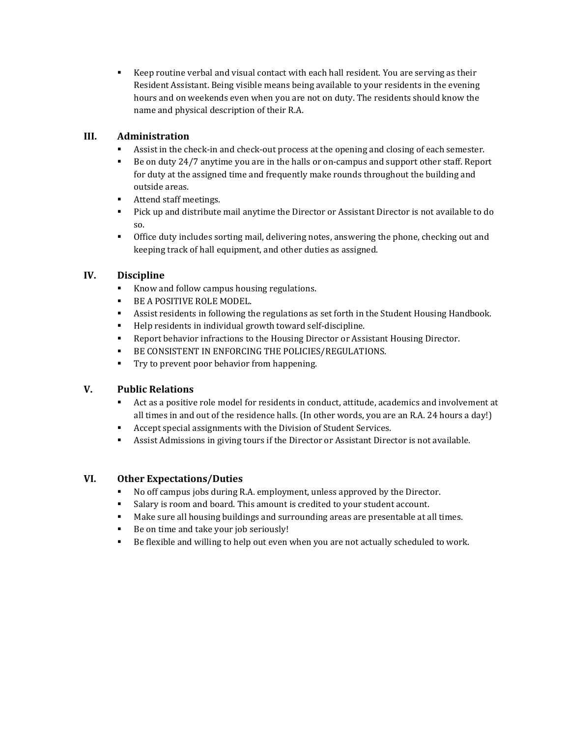- Keep routine verbal and visual contact with each hall resident. You are serving as their Resident Assistant. Being visible means being available to your residents in the evening hours and on weekends even when you are not on duty. The residents should know the name and physical description of their R.A.

## III. Administration

- Assist in the check-in and check-out process at the opening and closing of each semester.
- Be on duty 24/7 anytime you are in the halls or on-campus and support other staff. Report for duty at the assigned time and frequently make rounds throughout the building and outside areas.
- Attend staff meetings.
- Pick up and distribute mail anytime the Director or Assistant Director is not available to do so.
- Office duty includes sorting mail, delivering notes, answering the phone, checking out and keeping track of hall equipment, and other duties as assigned.

## IV. Discipline

- Know and follow campus housing regulations.
- BE A POSITIVE ROLE MODEL.
- Assist residents in following the regulations as set forth in the Student Housing Handbook.
- Help residents in individual growth toward self-discipline.
- Report behavior infractions to the Housing Director or Assistant Housing Director.
- BE CONSISTENT IN ENFORCING THE POLICIES/REGULATIONS.
- Try to prevent poor behavior from happening.

## V. Public Relations

- Act as a positive role model for residents in conduct, attitude, academics and involvement at all times in and out of the residence halls. (In other words, you are an R.A. 24 hours a day!)
- Accept special assignments with the Division of Student Services.
- Assist Admissions in giving tours if the Director or Assistant Director is not available.

## VI. Other Expectations/Duties

- No off campus jobs during R.A. employment, unless approved by the Director.
- Salary is room and board. This amount is credited to your student account.
- Make sure all housing buildings and surrounding areas are presentable at all times.
- Be on time and take your job seriously!
- Be flexible and willing to help out even when you are not actually scheduled to work.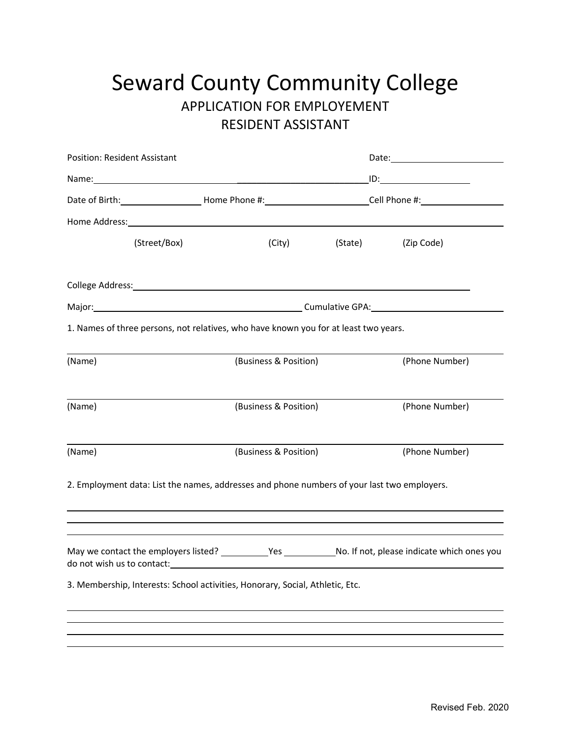# Seward County Community College

## APPLICATION FOR EMPLOYEMENT
## RESIDENT ASSISTANT

Position: Resident Assistant Date:____________________

Name:__________________________________________________ID:________________

Date of Birth:______________ Home Phone #:__________________ Cell Phone #:______________

Home Address:_____________________________________________________________________

(Street/Box) (City) (State) (Zip Code)

College Address:____________________________________________________________

Major:______________________________________ Cumulative GPA:__________________

1. Names of three persons, not relatives, who have known you for at least two years.

| (Name) | (Business & Position) | (Phone Number) |
|---|---|---|
| | | |
| (Name) | (Business & Position) | (Phone Number) |
| | | |
| (Name) | (Business & Position) | (Phone Number) |

2. Employment data: List the names, addresses and phone numbers of your last two employers.

_____________________________________________________________________________

_____________________________________________________________________________

_____________________________________________________________________________

May we contact the employers listed? _________Yes __________No. If not, please indicate which ones you do not wish us to contact:_____________________________________________________

3. Membership, Interests: School activities, Honorary, Social, Athletic, Etc.

_____________________________________________________________________________

_____________________________________________________________________________

_____________________________________________________________________________

_____________________________________________________________________________

Revised Feb. 2020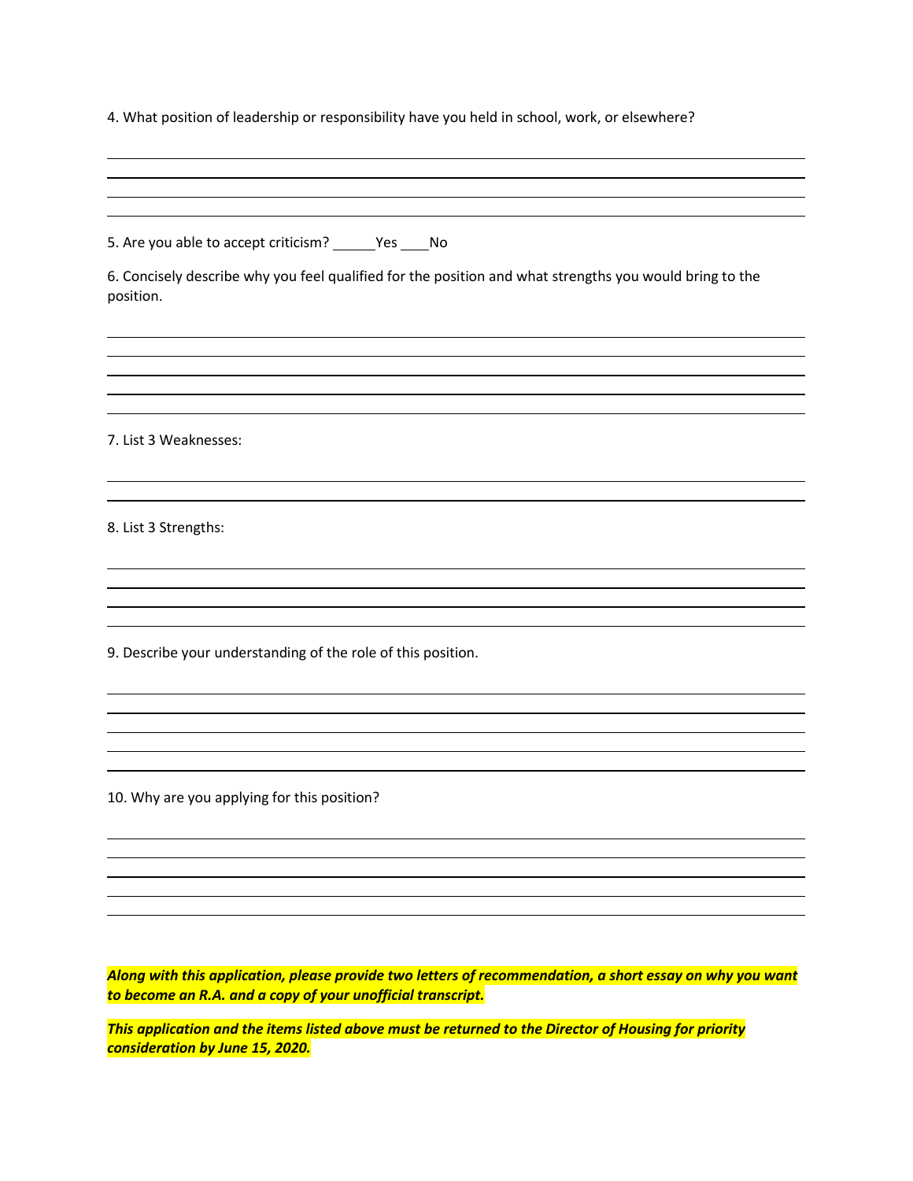4. What position of leadership or responsibility have you held in school, work, or elsewhere?

5. Are you able to accept criticism? ______Yes ____No

6. Concisely describe why you feel qualified for the position and what strengths you would bring to the position.

7. List 3 Weaknesses:

8. List 3 Strengths:

9. Describe your understanding of the role of this position.

10. Why are you applying for this position?

***Along with this application, please provide two letters of recommendation, a short essay on why you want to become an R.A. and a copy of your unofficial transcript.***

***This application and the items listed above must be returned to the Director of Housing for priority consideration by June 15, 2020.***